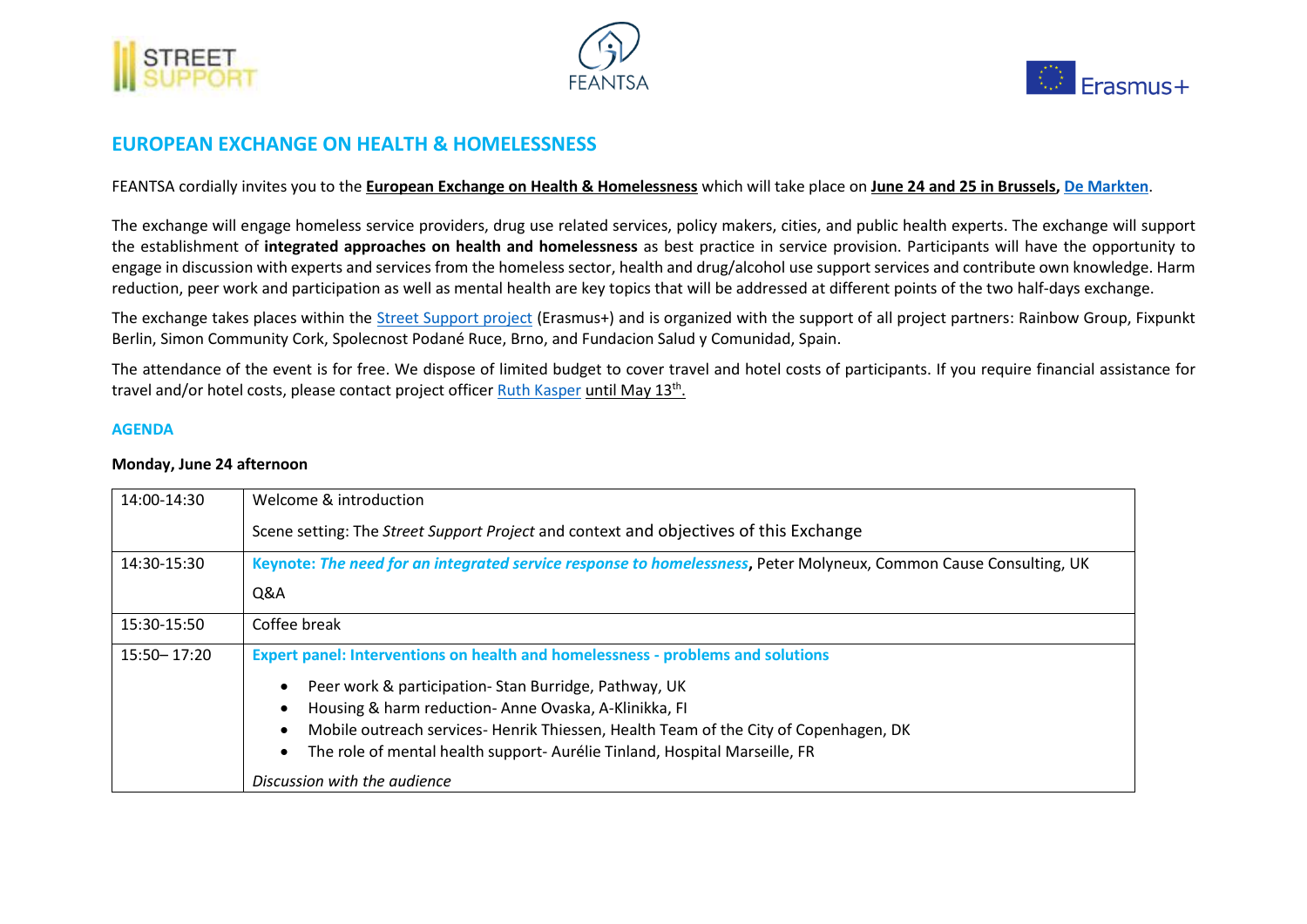# EUROPEAN EXCHANGE ON HEALTH & HOMELESSNESS

FEANTSA cordially invites you to the **European Exchange on Health & Homelessness** which will take place on **June 24 and 25 in Brussels, De Markten**.

The exchange will engage homeless service providers, drug use related services, policy makers, cities, and public health experts. The exchange will support the establishment of **integrated approaches on health and homelessness** as best practice in service provision. Participants will have the opportunity to engage in discussion with experts and services from the homeless sector, health and drug/alcohol use support services and contribute own knowledge. Harm reduction, peer work and participation as well as mental health are key topics that will be addressed at different points of the two half-days exchange.

The exchange takes places within the Street Support project (Erasmus+) and is organized with the support of all project partners: Rainbow Group, Fixpunkt Berlin, Simon Community Cork, Spolecnost Podané Ruce, Brno, and Fundacion Salud y Comunidad, Spain.

The attendance of the event is for free. We dispose of limited budget to cover travel and hotel costs of participants. If you require financial assistance for travel and/or hotel costs, please contact project officer Ruth Kasper until May 13th.

## AGENDA

**Monday, June 24 afternoon**

| | |
|---|---|
| 14:00-14:30 | Welcome & introduction<br><br>Scene setting: The *Street Support Project* and context and objectives of this Exchange |
| 14:30-15:30 | **Keynote: *The need for an integrated service response to homelessness*,** Peter Molyneux, Common Cause Consulting, UK<br><br>Q&A |
| 15:30-15:50 | Coffee break |
| 15:50– 17:20 | **Expert panel: Interventions on health and homelessness - problems and solutions**<br><br>• Peer work & participation- Stan Burridge, Pathway, UK<br>• Housing & harm reduction- Anne Ovaska, A-Klinikka, FI<br>• Mobile outreach services- Henrik Thiessen, Health Team of the City of Copenhagen, DK<br>• The role of mental health support- Aurélie Tinland, Hospital Marseille, FR<br><br>*Discussion with the audience* |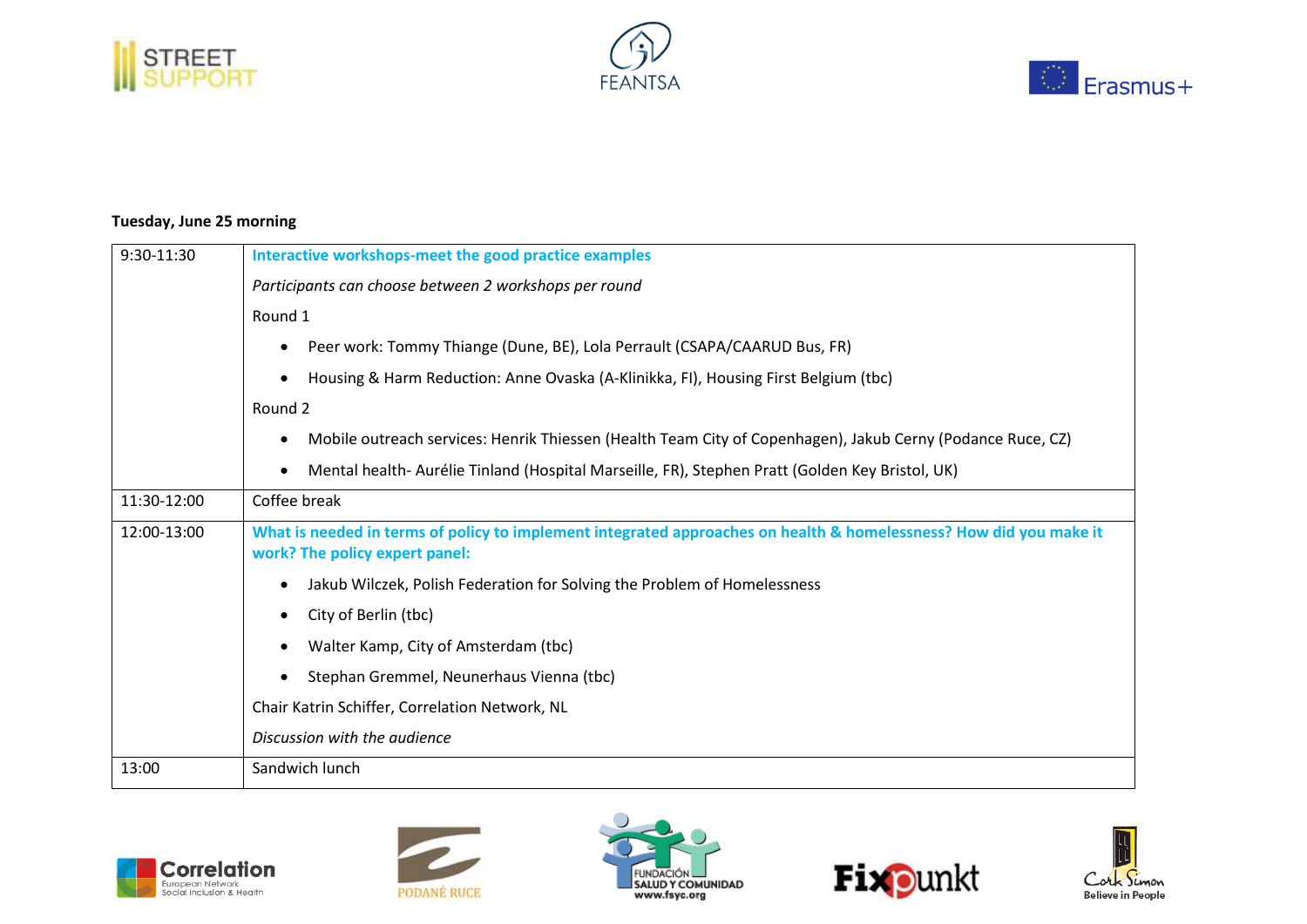**Tuesday, June 25 morning**

| | |
|---|---|
| 9:30-11:30 | **Interactive workshops-meet the good practice examples**<br>*Participants can choose between 2 workshops per round*<br>Round 1<br>• Peer work: Tommy Thiange (Dune, BE), Lola Perrault (CSAPA/CAARUD Bus, FR)<br>• Housing & Harm Reduction: Anne Ovaska (A-Klinikka, FI), Housing First Belgium (tbc)<br>Round 2<br>• Mobile outreach services: Henrik Thiessen (Health Team City of Copenhagen), Jakub Cerny (Podance Ruce, CZ)<br>• Mental health- Aurélie Tinland (Hospital Marseille, FR), Stephen Pratt (Golden Key Bristol, UK) |
| 11:30-12:00 | Coffee break |
| 12:00-13:00 | **What is needed in terms of policy to implement integrated approaches on health & homelessness? How did you make it work? The policy expert panel:**<br>• Jakub Wilczek, Polish Federation for Solving the Problem of Homelessness<br>• City of Berlin (tbc)<br>• Walter Kamp, City of Amsterdam (tbc)<br>• Stephan Gremmel, Neunerhaus Vienna (tbc)<br>Chair Katrin Schiffer, Correlation Network, NL<br>*Discussion with the audience* |
| 13:00 | Sandwich lunch |